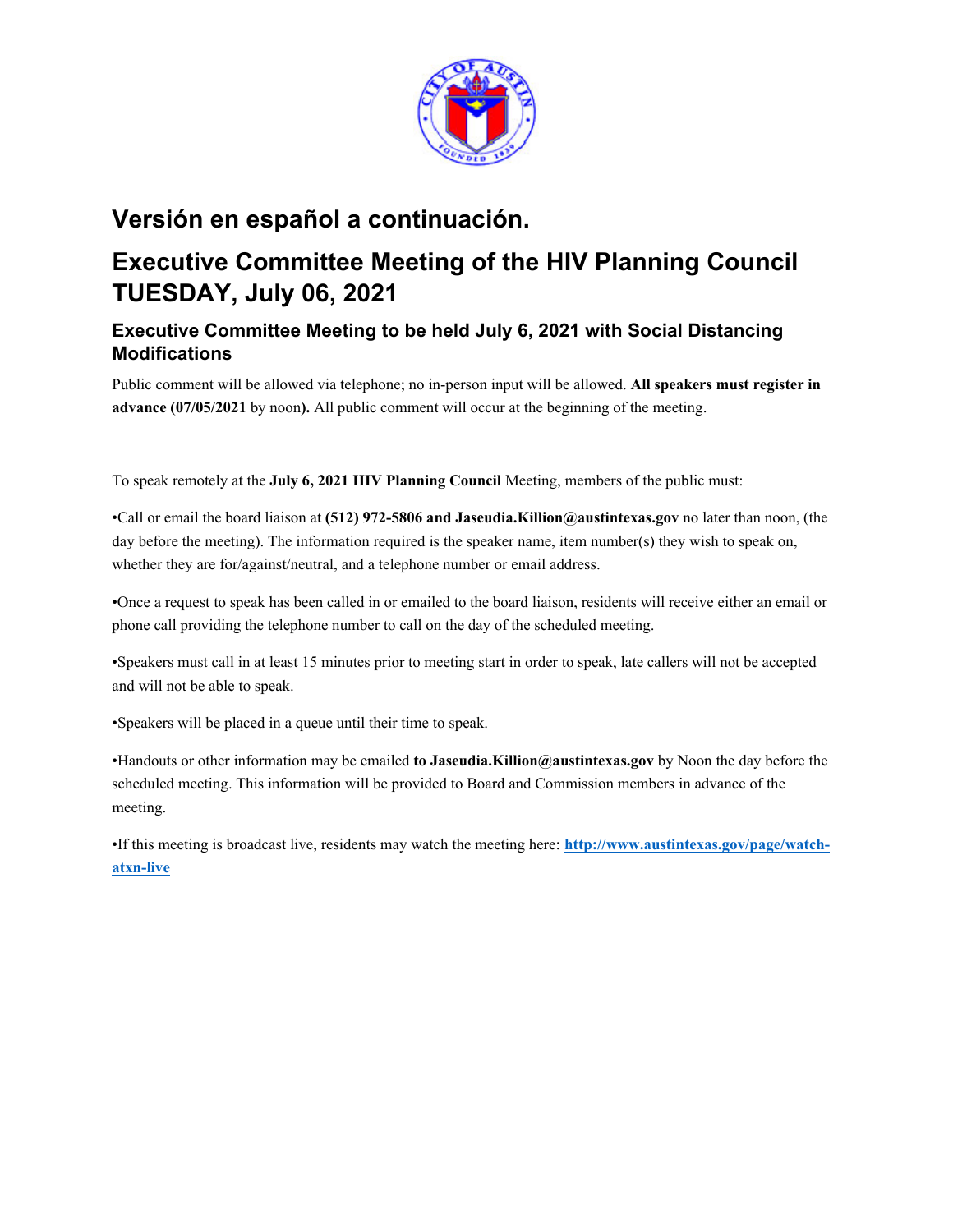## Versión en español a continuación.

## Executive Committee Meeting of the HIV Planning Council TUESDAY, July 06, 2021

### Executive Committee Meeting to be held July 6, 2021 with Social Distancing Modifications

Public comment will be allowed via telephone; no in-person input will be allowed. **All speakers must register in advance (07/05/2021** by noon**).** All public comment will occur at the beginning of the meeting.

To speak remotely at the **July 6, 2021 HIV Planning Council** Meeting, members of the public must:

•Call or email the board liaison at **(512) 972-5806 and Jaseudia.Killion@austintexas.gov** no later than noon, (the day before the meeting). The information required is the speaker name, item number(s) they wish to speak on, whether they are for/against/neutral, and a telephone number or email address.

•Once a request to speak has been called in or emailed to the board liaison, residents will receive either an email or phone call providing the telephone number to call on the day of the scheduled meeting.

•Speakers must call in at least 15 minutes prior to meeting start in order to speak, late callers will not be accepted and will not be able to speak.

•Speakers will be placed in a queue until their time to speak.

•Handouts or other information may be emailed **to Jaseudia.Killion@austintexas.gov** by Noon the day before the scheduled meeting. This information will be provided to Board and Commission members in advance of the meeting.

•If this meeting is broadcast live, residents may watch the meeting here: **http://www.austintexas.gov/page/watch-atxn-live**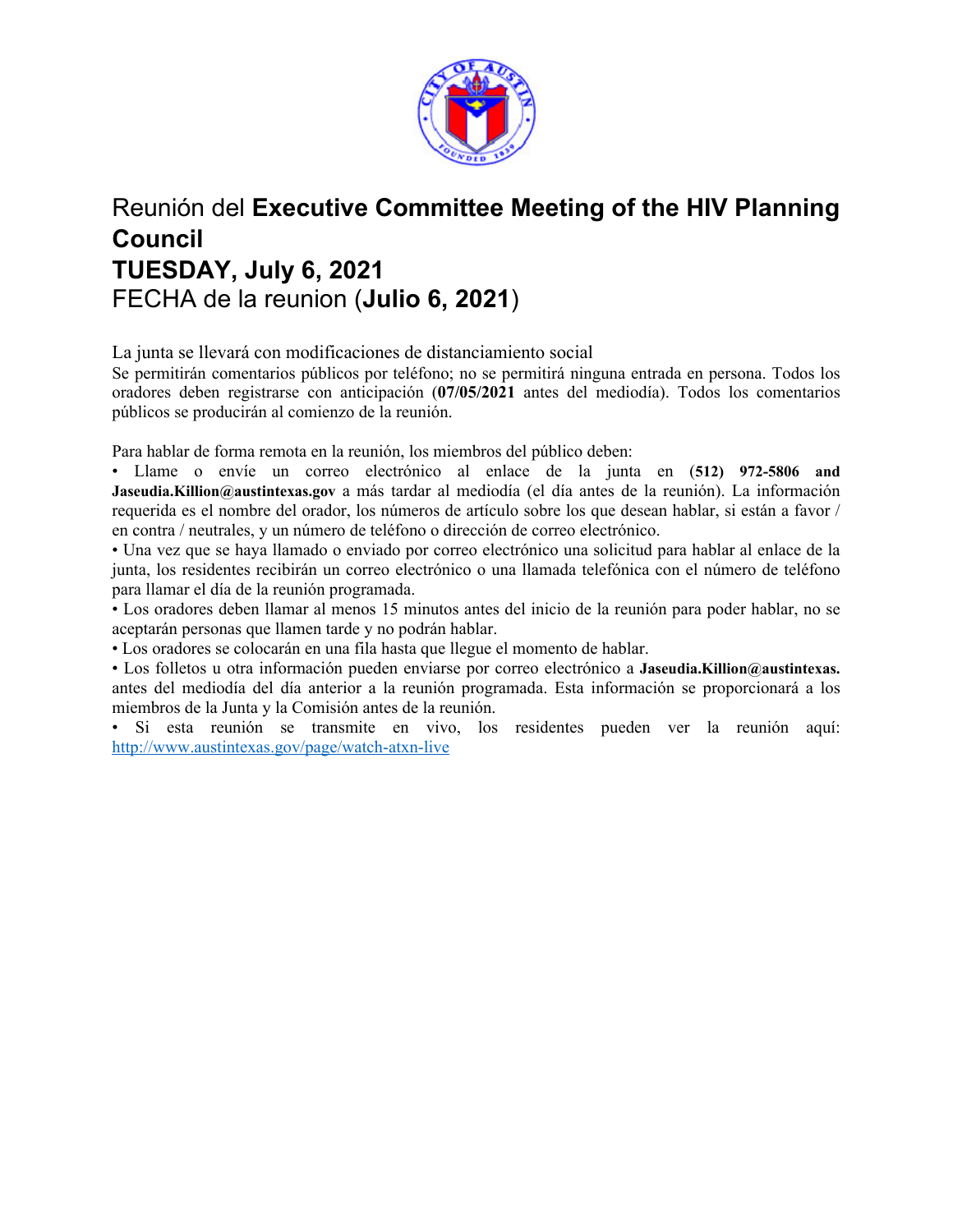# Reunión del **Executive Committee Meeting of the HIV Planning Council**
# **TUESDAY, July 6, 2021**
# FECHA de la reunion (**Julio 6, 2021**)

La junta se llevará con modificaciones de distanciamiento social

Se permitirán comentarios públicos por teléfono; no se permitirá ninguna entrada en persona. Todos los oradores deben registrarse con anticipación (**07/05/2021** antes del mediodía). Todos los comentarios públicos se producirán al comienzo de la reunión.

Para hablar de forma remota en la reunión, los miembros del público deben:

- Llame o envíe un correo electrónico al enlace de la junta en **(512) 972-5806 and Jaseudia.Killion@austintexas.gov** a más tardar al mediodía (el día antes de la reunión). La información requerida es el nombre del orador, los números de artículo sobre los que desean hablar, si están a favor / en contra / neutrales, y un número de teléfono o dirección de correo electrónico.
- Una vez que se haya llamado o enviado por correo electrónico una solicitud para hablar al enlace de la junta, los residentes recibirán un correo electrónico o una llamada telefónica con el número de teléfono para llamar el día de la reunión programada.
- Los oradores deben llamar al menos 15 minutos antes del inicio de la reunión para poder hablar, no se aceptarán personas que llamen tarde y no podrán hablar.
- Los oradores se colocarán en una fila hasta que llegue el momento de hablar.
- Los folletos u otra información pueden enviarse por correo electrónico a **Jaseudia.Killion@austintexas.** antes del mediodía del día anterior a la reunión programada. Esta información se proporcionará a los miembros de la Junta y la Comisión antes de la reunión.
- Si esta reunión se transmite en vivo, los residentes pueden ver la reunión aquí: http://www.austintexas.gov/page/watch-atxn-live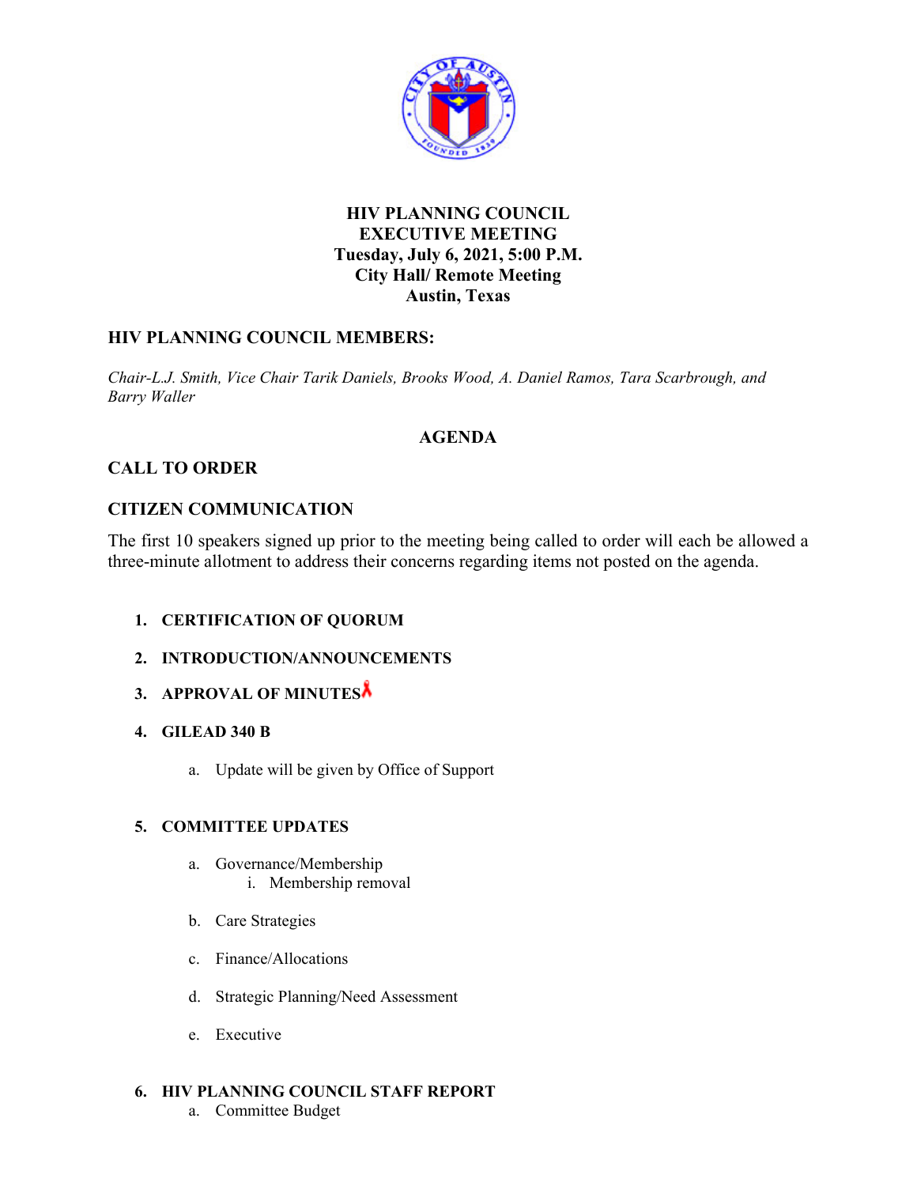# HIV PLANNING COUNCIL
# EXECUTIVE MEETING
# Tuesday, July 6, 2021, 5:00 P.M.
# City Hall/ Remote Meeting
# Austin, Texas

## HIV PLANNING COUNCIL MEMBERS:

*Chair-L.J. Smith, Vice Chair Tarik Daniels, Brooks Wood, A. Daniel Ramos, Tara Scarbrough, and Barry Waller*

## AGENDA

## CALL TO ORDER

## CITIZEN COMMUNICATION

The first 10 speakers signed up prior to the meeting being called to order will each be allowed a three-minute allotment to address their concerns regarding items not posted on the agenda.

1. **CERTIFICATION OF QUORUM**
2. **INTRODUCTION/ANNOUNCEMENTS**
3. **APPROVAL OF MINUTES**
4. **GILEAD 340 B**
   a. Update will be given by Office of Support
5. **COMMITTEE UPDATES**
   a. Governance/Membership
      i. Membership removal
   b. Care Strategies
   c. Finance/Allocations
   d. Strategic Planning/Need Assessment
   e. Executive
6. **HIV PLANNING COUNCIL STAFF REPORT**
   a. Committee Budget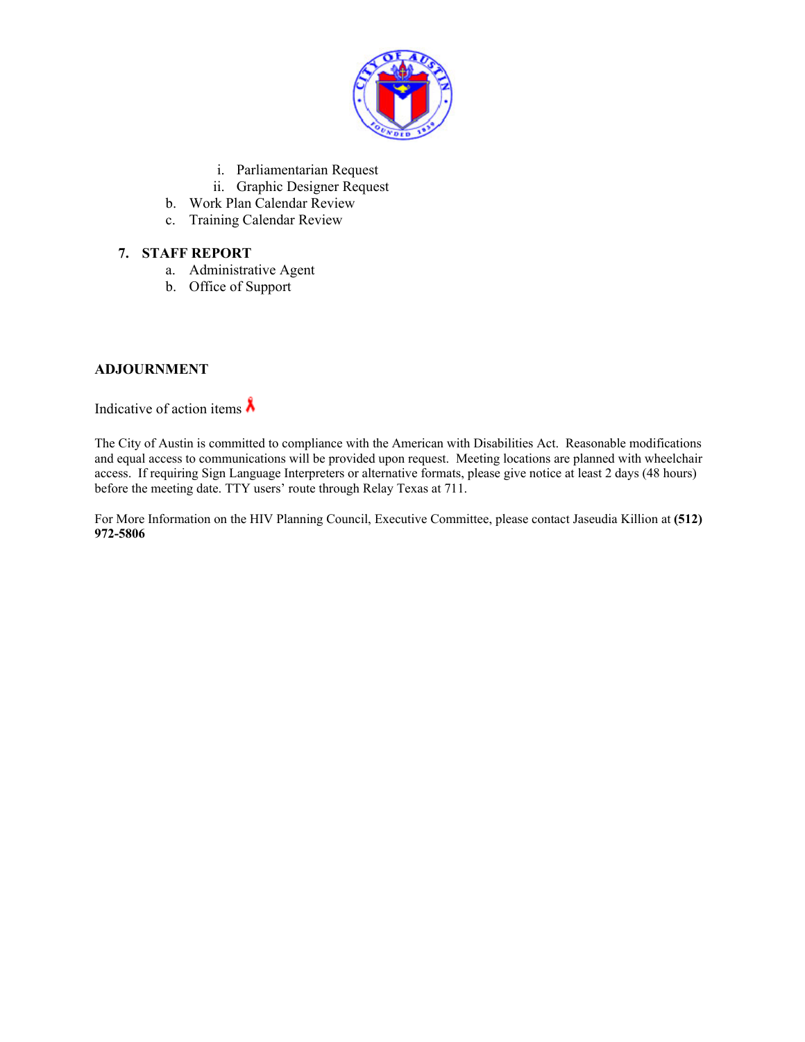i. Parliamentarian Request
      ii. Graphic Designer Request
   b. Work Plan Calendar Review
   c. Training Calendar Review

**7. STAFF REPORT**

   a. Administrative Agent
   b. Office of Support

**ADJOURNMENT**

Indicative of action items

The City of Austin is committed to compliance with the American with Disabilities Act. Reasonable modifications and equal access to communications will be provided upon request. Meeting locations are planned with wheelchair access. If requiring Sign Language Interpreters or alternative formats, please give notice at least 2 days (48 hours) before the meeting date. TTY users' route through Relay Texas at 711.

For More Information on the HIV Planning Council, Executive Committee, please contact Jaseudia Killion at **(512) 972-5806**